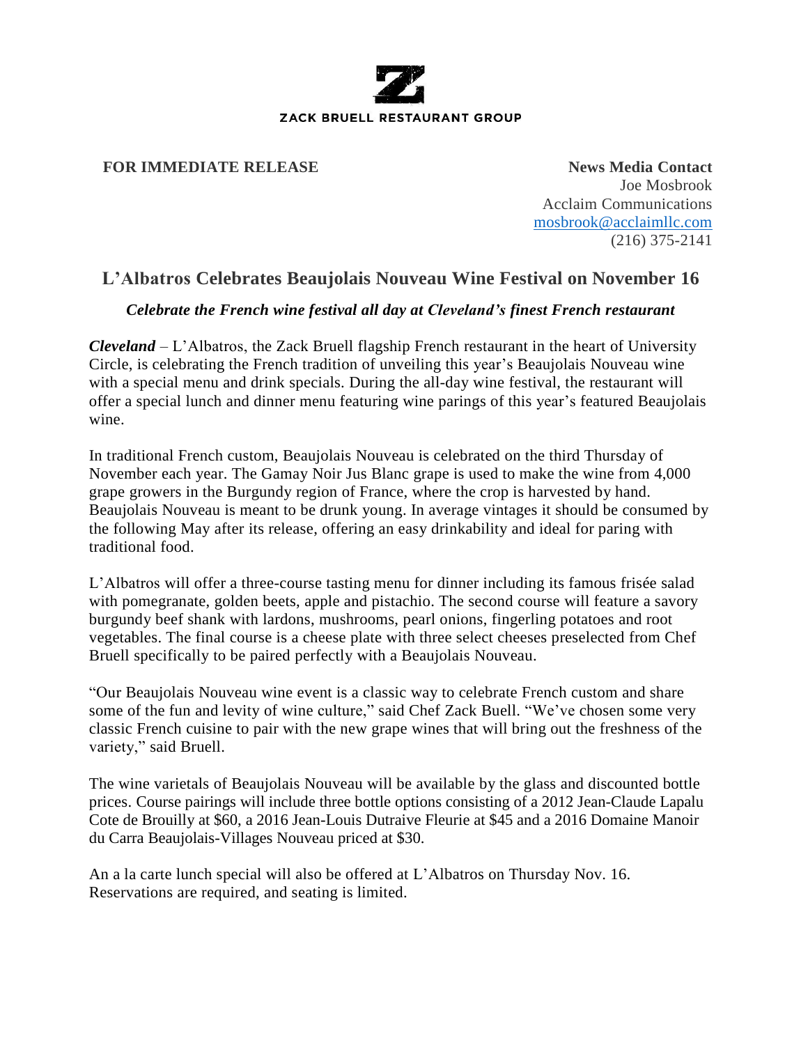ZACK BRUELL RESTAURANT GROUP

**FOR IMMEDIATE RELEASE**

**News Media Contact**
Joe Mosbrook
Acclaim Communications
mosbrook@acclaimllc.com
(216) 375-2141

## L'Albatros Celebrates Beaujolais Nouveau Wine Festival on November 16

***Celebrate the French wine festival all day at Cleveland's finest French restaurant***

***Cleveland*** – L'Albatros, the Zack Bruell flagship French restaurant in the heart of University Circle, is celebrating the French tradition of unveiling this year's Beaujolais Nouveau wine with a special menu and drink specials. During the all-day wine festival, the restaurant will offer a special lunch and dinner menu featuring wine parings of this year's featured Beaujolais wine.

In traditional French custom, Beaujolais Nouveau is celebrated on the third Thursday of November each year. The Gamay Noir Jus Blanc grape is used to make the wine from 4,000 grape growers in the Burgundy region of France, where the crop is harvested by hand. Beaujolais Nouveau is meant to be drunk young. In average vintages it should be consumed by the following May after its release, offering an easy drinkability and ideal for paring with traditional food.

L'Albatros will offer a three-course tasting menu for dinner including its famous frisée salad with pomegranate, golden beets, apple and pistachio. The second course will feature a savory burgundy beef shank with lardons, mushrooms, pearl onions, fingerling potatoes and root vegetables. The final course is a cheese plate with three select cheeses preselected from Chef Bruell specifically to be paired perfectly with a Beaujolais Nouveau.

"Our Beaujolais Nouveau wine event is a classic way to celebrate French custom and share some of the fun and levity of wine culture," said Chef Zack Buell. "We've chosen some very classic French cuisine to pair with the new grape wines that will bring out the freshness of the variety," said Bruell.

The wine varietals of Beaujolais Nouveau will be available by the glass and discounted bottle prices. Course pairings will include three bottle options consisting of a 2012 Jean-Claude Lapalu Cote de Brouilly at $60, a 2016 Jean-Louis Dutraive Fleurie at $45 and a 2016 Domaine Manoir du Carra Beaujolais-Villages Nouveau priced at $30.

An a la carte lunch special will also be offered at L'Albatros on Thursday Nov. 16. Reservations are required, and seating is limited.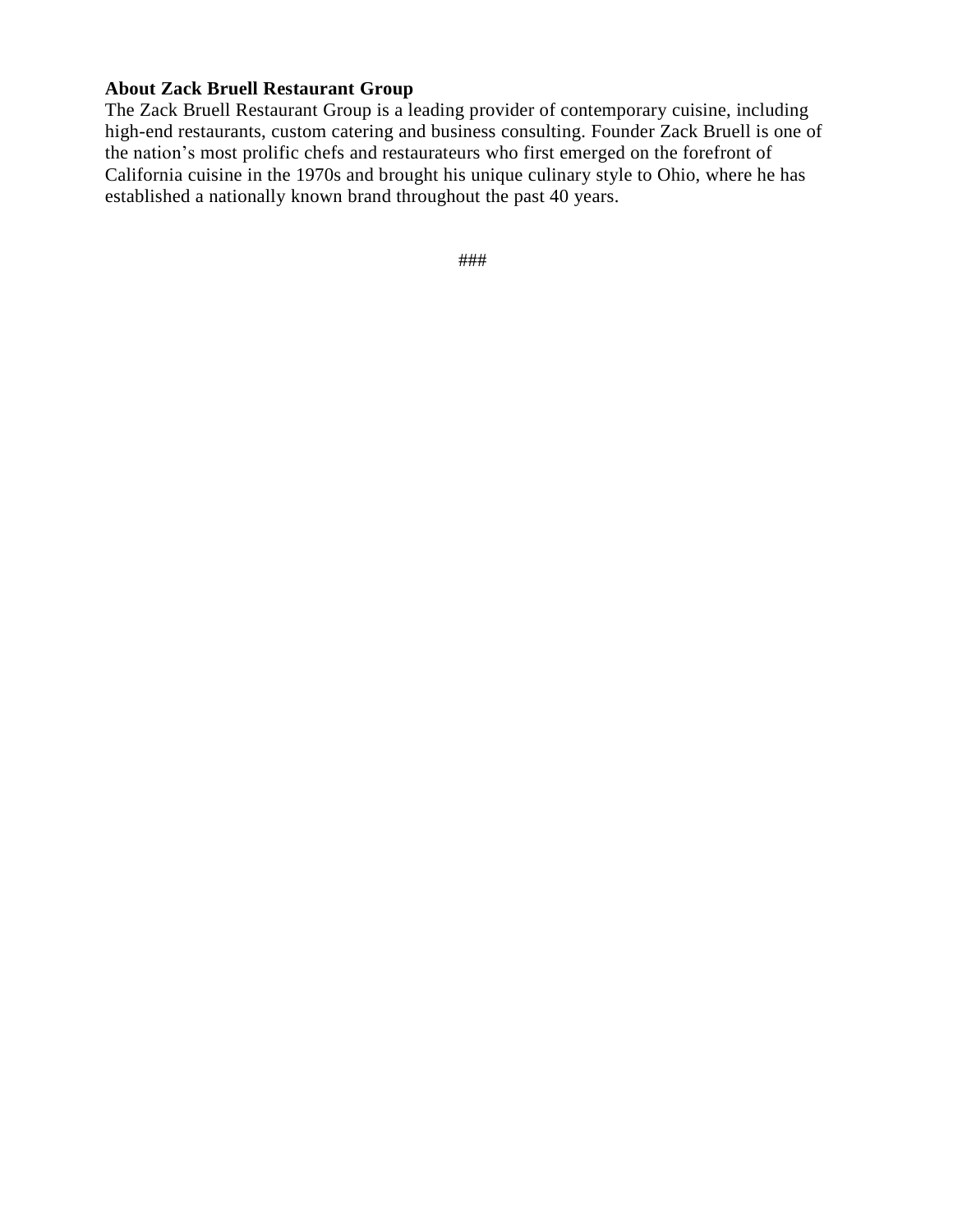**About Zack Bruell Restaurant Group**
The Zack Bruell Restaurant Group is a leading provider of contemporary cuisine, including high-end restaurants, custom catering and business consulting. Founder Zack Bruell is one of the nation's most prolific chefs and restaurateurs who first emerged on the forefront of California cuisine in the 1970s and brought his unique culinary style to Ohio, where he has established a nationally known brand throughout the past 40 years.

###